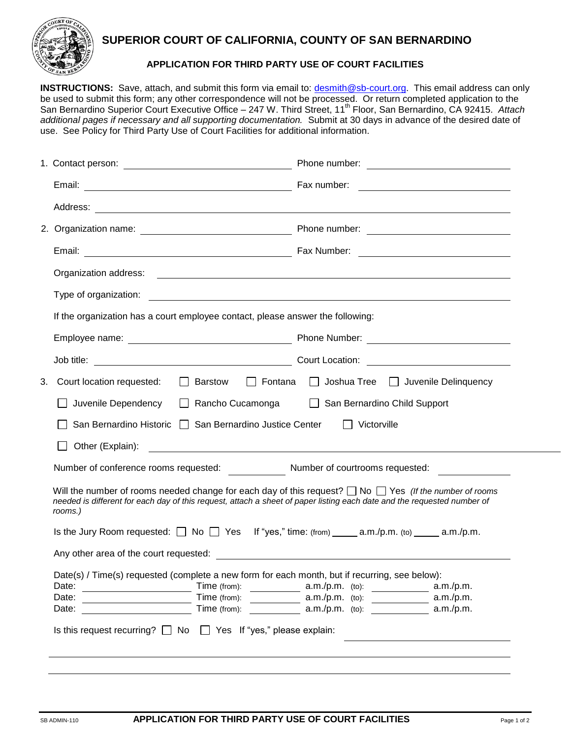# SUPERIOR COURT OF CALIFORNIA, COUNTY OF SAN BERNARDINO

## APPLICATION FOR THIRD PARTY USE OF COURT FACILITIES

**INSTRUCTIONS:** Save, attach, and submit this form via email to: desmith@sb-court.org. This email address can only be used to submit this form; any other correspondence will not be processed. Or return completed application to the San Bernardino Superior Court Executive Office – 247 W. Third Street, 11th Floor, San Bernardino, CA 92415. *Attach additional pages if necessary and all supporting documentation.* Submit at 30 days in advance of the desired date of use. See Policy for Third Party Use of Court Facilities for additional information.

1. Contact person: ______________________ Phone number: ______________________

   Email: ______________________ Fax number: ______________________

   Address: ______________________________________________

2. Organization name: ______________________ Phone number: ______________________

   Email: ______________________ Fax Number: ______________________

   Organization address: ______________________________________________

   Type of organization: ______________________________________________

   If the organization has a court employee contact, please answer the following:

   Employee name: ______________________ Phone Number: ______________________

   Job title: ______________________ Court Location: ______________________

3. Court location requested: ☐ Barstow ☐ Fontana ☐ Joshua Tree ☐ Juvenile Delinquency

   ☐ Juvenile Dependency ☐ Rancho Cucamonga ☐ San Bernardino Child Support

   ☐ San Bernardino Historic ☐ San Bernardino Justice Center ☐ Victorville

   ☐ Other (Explain): ______________________________________________

   Number of conference rooms requested: __________ Number of courtrooms requested: __________

   Will the number of rooms needed change for each day of this request? ☐ No ☐ Yes *(If the number of rooms needed is different for each day of this request, attach a sheet of paper listing each date and the requested number of rooms.)*

   Is the Jury Room requested: ☐ No ☐ Yes If "yes," time: (from) _____ a.m./p.m. (to) _____ a.m./p.m.

   Any other area of the court requested: ______________________________________________

   Date(s) / Time(s) requested (complete a new form for each month, but if recurring, see below):

   Date: ______________ Time (from): __________ a.m./p.m. (to): __________ a.m./p.m.

   Date: ______________ Time (from): __________ a.m./p.m. (to): __________ a.m./p.m.

   Date: ______________ Time (from): __________ a.m./p.m. (to): __________ a.m./p.m.

   Is this request recurring? ☐ No ☐ Yes If "yes," please explain: ______________________

   ______________________________________________

   ______________________________________________

SB ADMIN-110 **APPLICATION FOR THIRD PARTY USE OF COURT FACILITIES**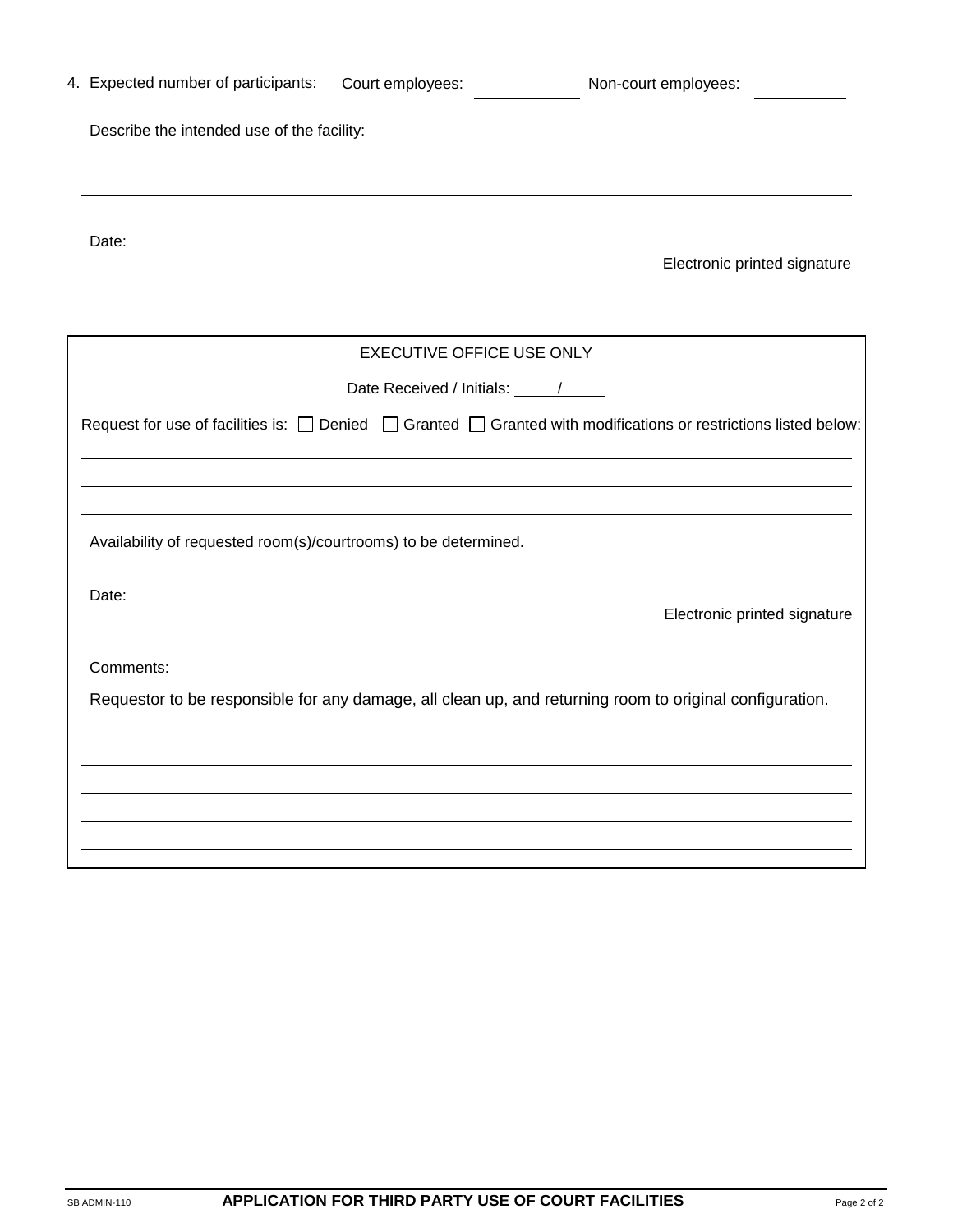4. Expected number of participants: Court employees: ____________ Non-court employees: __________

Describe the intended use of the facility: ____________________________________________

______________________________________________________________________________

______________________________________________________________________________

Date: __________________ ____________________________________________

Electronic printed signature

---

EXECUTIVE OFFICE USE ONLY

Date Received / Initials: _____/_____

Request for use of facilities is: ☐ Denied ☐ Granted ☐ Granted with modifications or restrictions listed below:

______________________________________________________________________________

______________________________________________________________________________

______________________________________________________________________________

Availability of requested room(s)/courtrooms) to be determined.

Date: ____________________ ____________________________________________

Electronic printed signature

Comments:

Requestor to be responsible for any damage, all clean up, and returning room to original configuration.

______________________________________________________________________________

______________________________________________________________________________

______________________________________________________________________________

______________________________________________________________________________

______________________________________________________________________________

---

SB ADMIN-110 **APPLICATION FOR THIRD PARTY USE OF COURT FACILITIES**